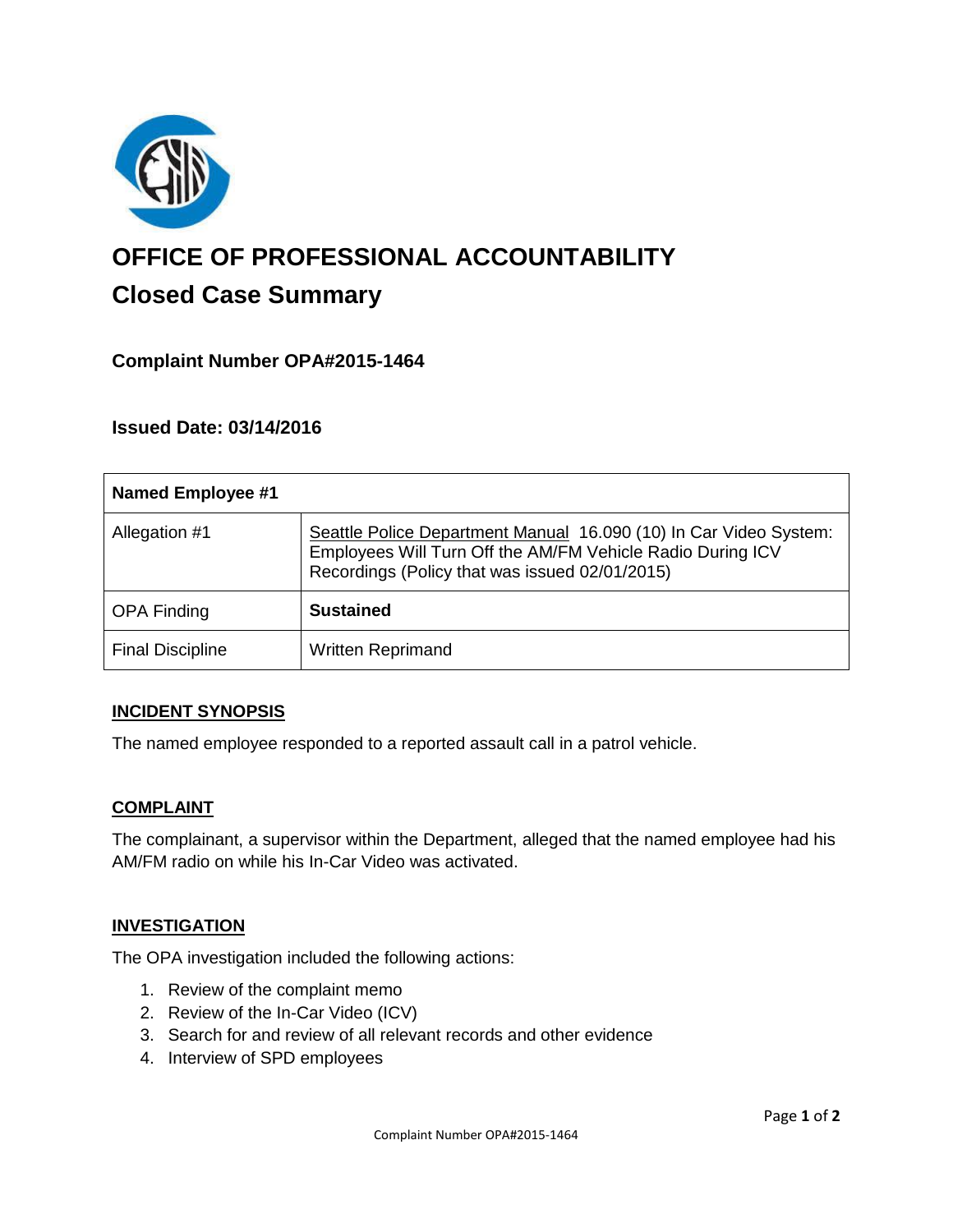# OFFICE OF PROFESSIONAL ACCOUNTABILITY

## Closed Case Summary

### Complaint Number OPA#2015-1464

### Issued Date: 03/14/2016

| **Named Employee #1** | |
|---|---|
| Allegation #1 | Seattle Police Department Manual 16.090 (10) In Car Video System: Employees Will Turn Off the AM/FM Vehicle Radio During ICV Recordings (Policy that was issued 02/01/2015) |
| OPA Finding | **Sustained** |
| Final Discipline | Written Reprimand |

**INCIDENT SYNOPSIS**

The named employee responded to a reported assault call in a patrol vehicle.

**COMPLAINT**

The complainant, a supervisor within the Department, alleged that the named employee had his AM/FM radio on while his In-Car Video was activated.

**INVESTIGATION**

The OPA investigation included the following actions:

1. Review of the complaint memo
2. Review of the In-Car Video (ICV)
3. Search for and review of all relevant records and other evidence
4. Interview of SPD employees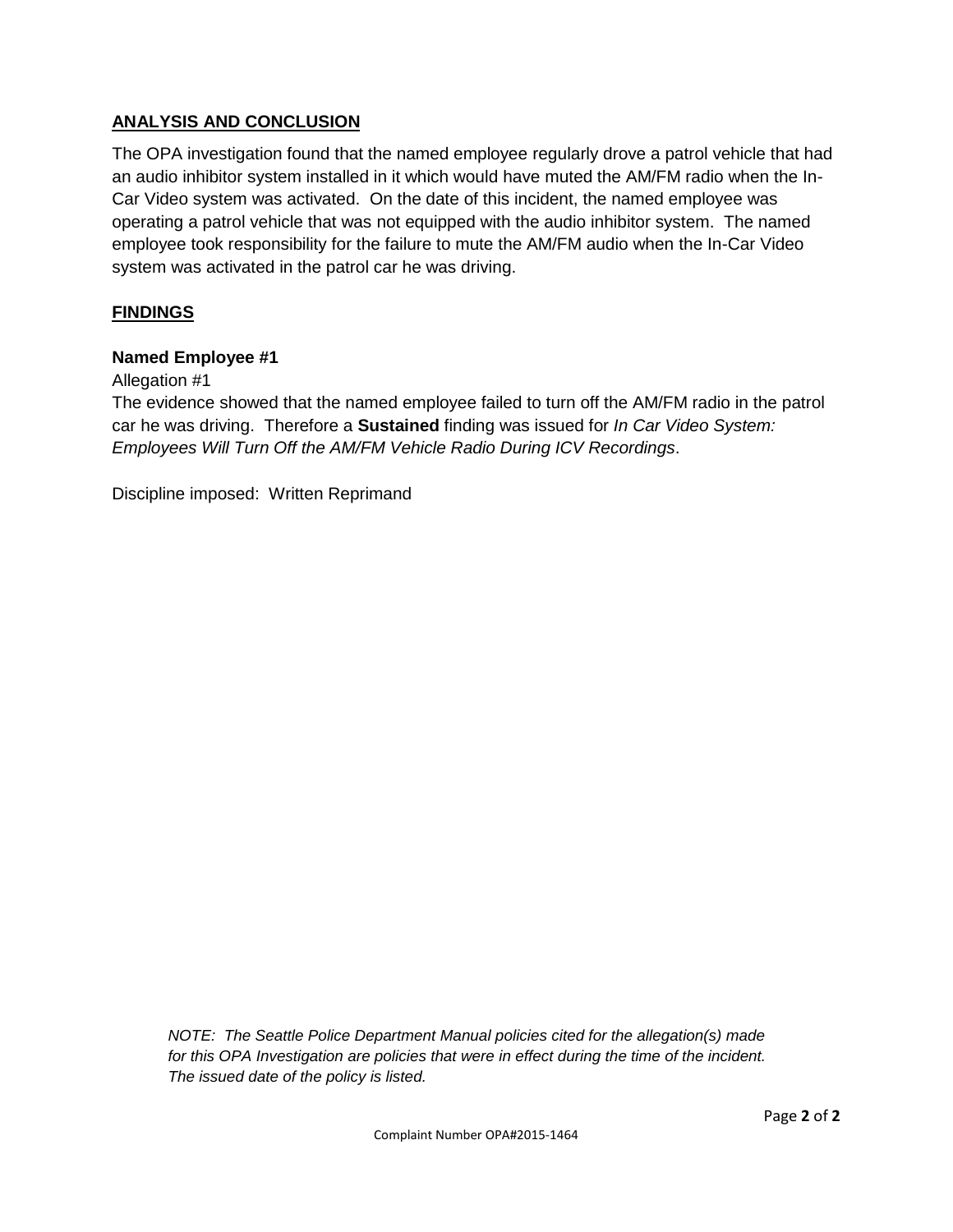## ANALYSIS AND CONCLUSION

The OPA investigation found that the named employee regularly drove a patrol vehicle that had an audio inhibitor system installed in it which would have muted the AM/FM radio when the In-Car Video system was activated. On the date of this incident, the named employee was operating a patrol vehicle that was not equipped with the audio inhibitor system. The named employee took responsibility for the failure to mute the AM/FM audio when the In-Car Video system was activated in the patrol car he was driving.

## FINDINGS

**Named Employee #1**

Allegation #1

The evidence showed that the named employee failed to turn off the AM/FM radio in the patrol car he was driving. Therefore a **Sustained** finding was issued for *In Car Video System: Employees Will Turn Off the AM/FM Vehicle Radio During ICV Recordings*.

Discipline imposed: Written Reprimand

*NOTE: The Seattle Police Department Manual policies cited for the allegation(s) made for this OPA Investigation are policies that were in effect during the time of the incident. The issued date of the policy is listed.*

Complaint Number OPA#2015-1464